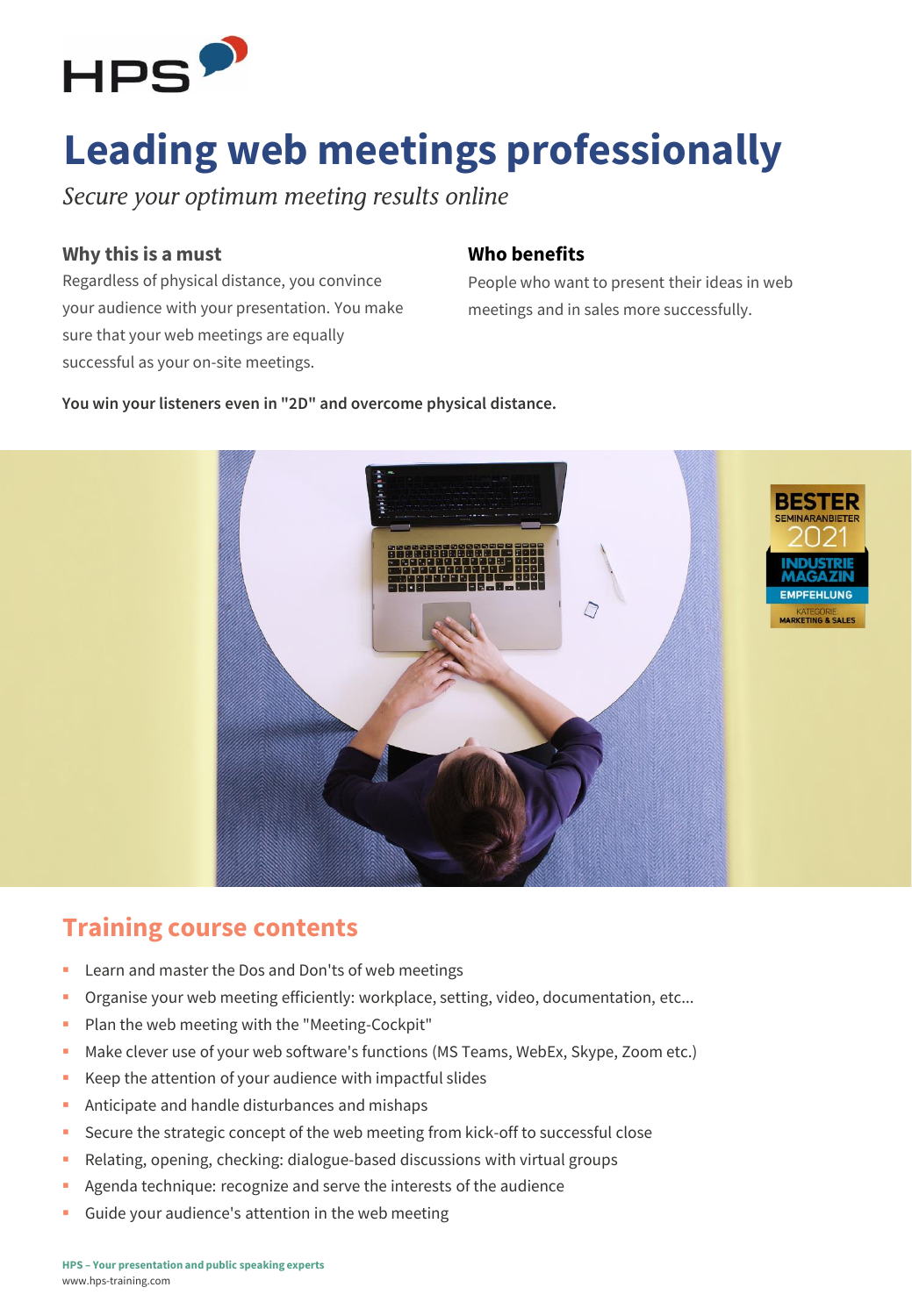# Leading web meetings professionally

*Secure your optimum meeting results online*

### Why this is a must

Regardless of physical distance, you convince your audience with your presentation. You make sure that your web meetings are equally successful as your on-site meetings.

### Who benefits

People who want to present their ideas in web meetings and in sales more successfully.

**You win your listeners even in "2D" and overcome physical distance.**

## Training course contents

- Learn and master the Dos and Don'ts of web meetings
- Organise your web meeting efficiently: workplace, setting, video, documentation, etc...
- Plan the web meeting with the "Meeting-Cockpit"
- Make clever use of your web software's functions (MS Teams, WebEx, Skype, Zoom etc.)
- Keep the attention of your audience with impactful slides
- Anticipate and handle disturbances and mishaps
- Secure the strategic concept of the web meeting from kick-off to successful close
- Relating, opening, checking: dialogue-based discussions with virtual groups
- Agenda technique: recognize and serve the interests of the audience
- Guide your audience's attention in the web meeting

**HPS – Your presentation and public speaking experts**
www.hps-training.com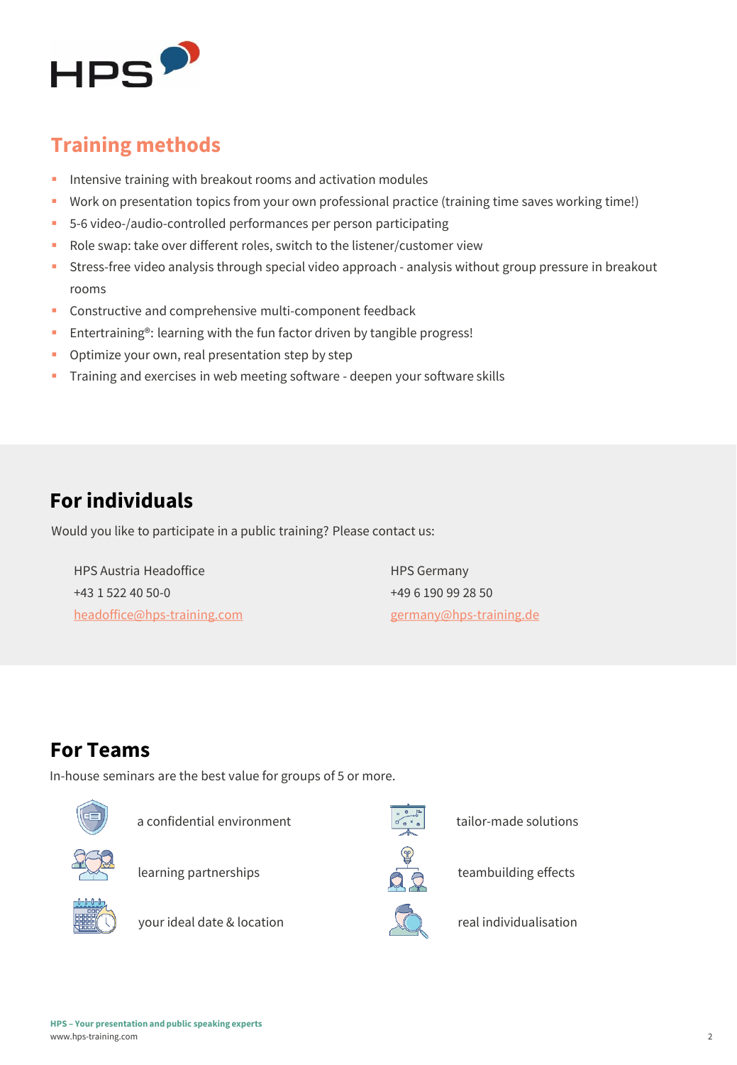## Training methods

- Intensive training with breakout rooms and activation modules
- Work on presentation topics from your own professional practice (training time saves working time!)
- 5-6 video-/audio-controlled performances per person participating
- Role swap: take over different roles, switch to the listener/customer view
- Stress-free video analysis through special video approach - analysis without group pressure in breakout rooms
- Constructive and comprehensive multi-component feedback
- Entertraining®: learning with the fun factor driven by tangible progress!
- Optimize your own, real presentation step by step
- Training and exercises in web meeting software - deepen your software skills

## For individuals

Would you like to participate in a public training? Please contact us:

HPS Austria Headoffice
+43 1 522 40 50-0
headoffice@hps-training.com

HPS Germany
+49 6 190 99 28 50
germany@hps-training.de

## For Teams

In-house seminars are the best value for groups of 5 or more.

- a confidential environment
- tailor-made solutions
- learning partnerships
- teambuilding effects
- your ideal date & location
- real individualisation

**HPS – Your presentation and public speaking experts**
www.hps-training.com